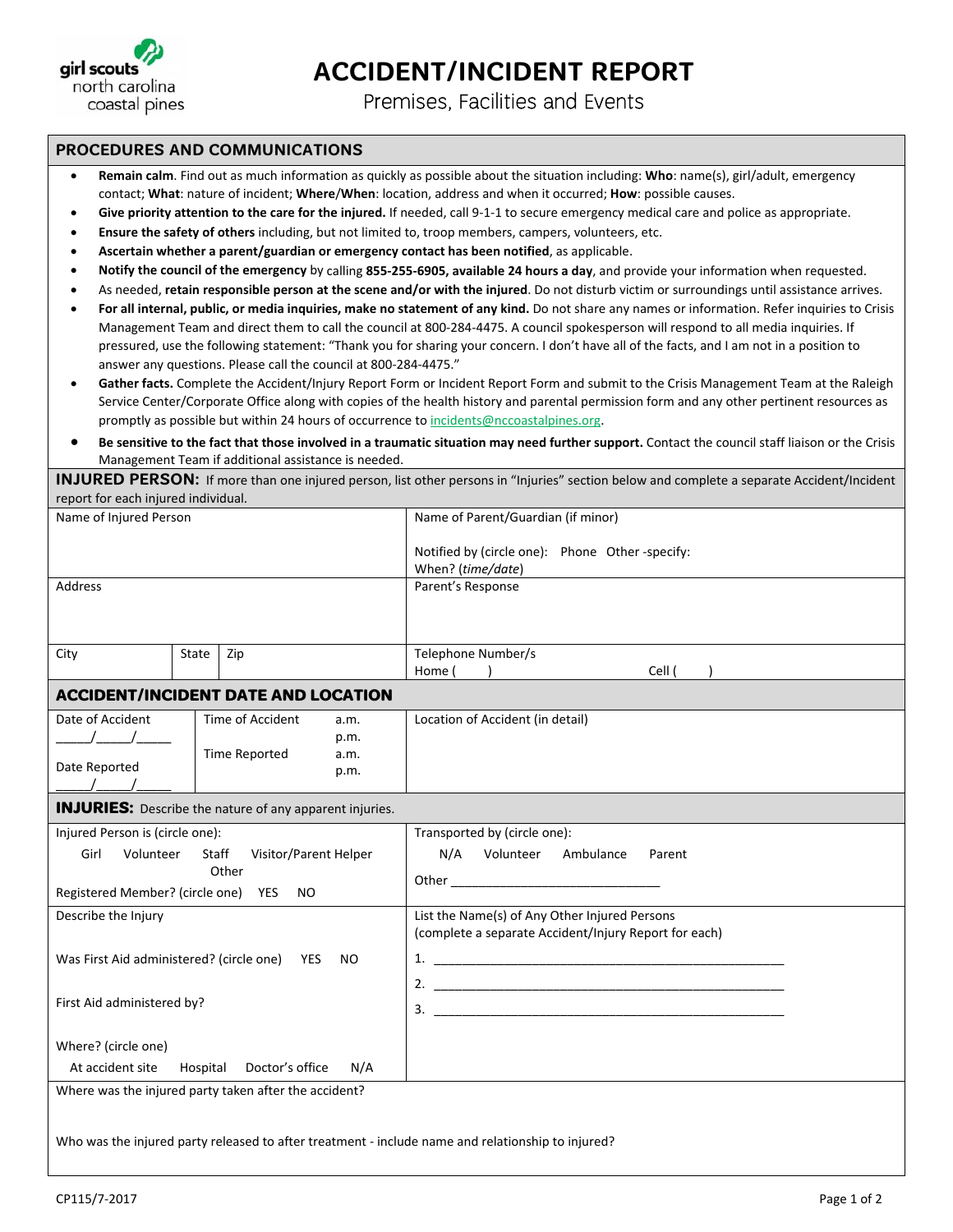girl scouts north carolina coastal pines

# ACCIDENT/INCIDENT REPORT

Premises, Facilities and Events

## PROCEDURES AND COMMUNICATIONS

- **Remain calm**. Find out as much information as quickly as possible about the situation including: **Who**: name(s), girl/adult, emergency contact; **What**: nature of incident; **Where**/**When**: location, address and when it occurred; **How**: possible causes.
- **Give priority attention to the care for the injured.** If needed, call 9-1-1 to secure emergency medical care and police as appropriate.
- **Ensure the safety of others** including, but not limited to, troop members, campers, volunteers, etc.
- **Ascertain whether a parent/guardian or emergency contact has been notified**, as applicable.
- **Notify the council of the emergency** by calling **855-255-6905, available 24 hours a day**, and provide your information when requested.
- As needed, **retain responsible person at the scene and/or with the injured**. Do not disturb victim or surroundings until assistance arrives.
- **For all internal, public, or media inquiries, make no statement of any kind.** Do not share any names or information. Refer inquiries to Crisis Management Team and direct them to call the council at 800-284-4475. A council spokesperson will respond to all media inquiries. If pressured, use the following statement: "Thank you for sharing your concern. I don't have all of the facts, and I am not in a position to answer any questions. Please call the council at 800-284-4475."
- **Gather facts.** Complete the Accident/Injury Report Form or Incident Report Form and submit to the Crisis Management Team at the Raleigh Service Center/Corporate Office along with copies of the health history and parental permission form and any other pertinent resources as promptly as possible but within 24 hours of occurrence to incidents@nccoastalpines.org.
- **Be sensitive to the fact that those involved in a traumatic situation may need further support.** Contact the council staff liaison or the Crisis Management Team if additional assistance is needed.

## INJURED PERSON:

If more than one injured person, list other persons in "Injuries" section below and complete a separate Accident/Incident report for each injured individual.

| | |
|---|---|
| Name of Injured Person | Name of Parent/Guardian (if minor)<br><br>Notified by (circle one): Phone Other -specify:<br>When? (*time/date*) |
| Address | Parent's Response |
| City / State / Zip | Telephone Number/s<br>Home ( ) Cell ( ) |

## ACCIDENT/INCIDENT DATE AND LOCATION

| | | |
|---|---|---|
| Date of Accident<br>\_\_\_\_\_/\_\_\_\_\_/\_\_\_\_\_<br><br>Date Reported<br>\_\_\_\_\_/\_\_\_\_\_/\_\_\_\_\_ | Time of Accident a.m. p.m.<br><br>Time Reported a.m. p.m. | Location of Accident (in detail) |

## INJURIES:

Describe the nature of any apparent injuries.

| | |
|---|---|
| Injured Person is (circle one):<br>Girl Volunteer Staff Visitor/Parent Helper Other<br>Registered Member? (circle one) YES NO | Transported by (circle one):<br>N/A Volunteer Ambulance Parent<br>Other \_\_\_\_\_\_\_\_\_\_\_\_\_\_\_\_\_\_\_\_\_\_\_\_\_\_\_\_\_\_ |
| Describe the Injury<br><br>Was First Aid administered? (circle one) YES NO<br><br>First Aid administered by?<br><br>Where? (circle one)<br>At accident site Hospital Doctor's office N/A | List the Name(s) of Any Other Injured Persons<br>(complete a separate Accident/Injury Report for each)<br>1. \_\_\_\_\_\_\_\_\_\_\_\_\_\_\_\_\_\_\_\_\_\_\_\_\_\_\_\_\_\_\_\_\_\_\_\_\_\_\_\_\_\_\_\_\_\_\_\_\_\_\_\_<br>2. \_\_\_\_\_\_\_\_\_\_\_\_\_\_\_\_\_\_\_\_\_\_\_\_\_\_\_\_\_\_\_\_\_\_\_\_\_\_\_\_\_\_\_\_\_\_\_\_\_\_\_\_<br>3. \_\_\_\_\_\_\_\_\_\_\_\_\_\_\_\_\_\_\_\_\_\_\_\_\_\_\_\_\_\_\_\_\_\_\_\_\_\_\_\_\_\_\_\_\_\_\_\_\_\_\_\_ |

Where was the injured party taken after the accident?

Who was the injured party released to after treatment - include name and relationship to injured?

CP115/7-2017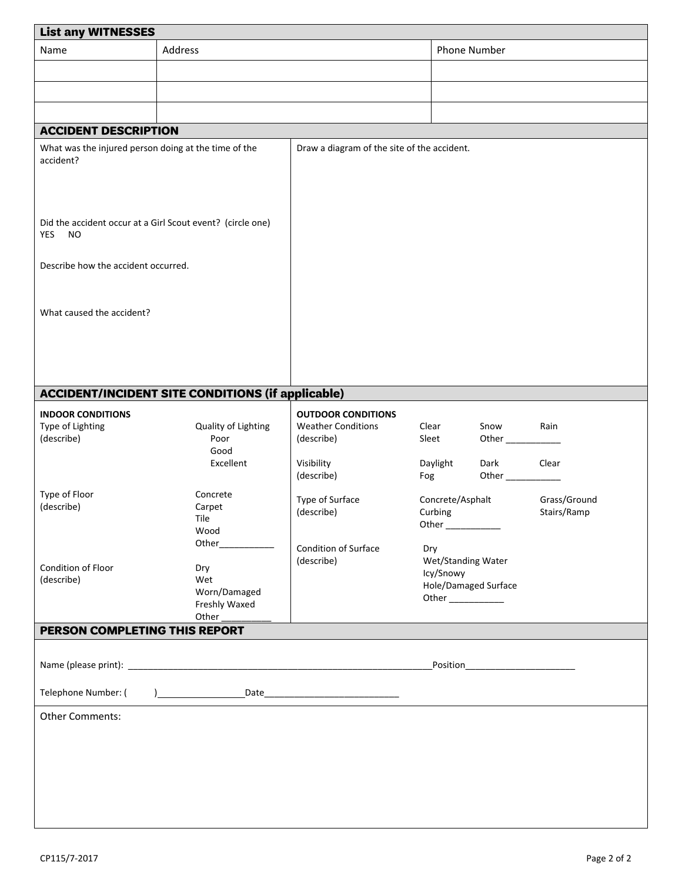## List any WITNESSES

| Name | Address | Phone Number |
|---|---|---|
| | | |
| | | |
| | | |

## ACCIDENT DESCRIPTION

What was the injured person doing at the time of the accident?

Did the accident occur at a Girl Scout event? (circle one)
YES NO

Describe how the accident occurred.

What caused the accident?

Draw a diagram of the site of the accident.

## ACCIDENT/INCIDENT SITE CONDITIONS (if applicable)

**INDOOR CONDITIONS**

Type of Lighting (describe)

Quality of Lighting
- Poor
- Good
- Excellent

Type of Floor (describe)
- Concrete
- Carpet
- Tile
- Wood
- Other___________

Condition of Floor (describe)
- Dry
- Wet
- Worn/Damaged
- Freshly Waxed
- Other __________

**OUTDOOR CONDITIONS**

Weather Conditions (describe)
- Clear
- Snow
- Rain
- Sleet
- Other ___________

Visibility (describe)
- Daylight
- Dark
- Clear
- Fog
- Other ___________

Type of Surface (describe)
- Concrete/Asphalt
- Grass/Ground
- Curbing
- Stairs/Ramp
- Other ___________

Condition of Surface (describe)
- Dry
- Wet/Standing Water
- Icy/Snowy
- Hole/Damaged Surface
- Other ___________

## PERSON COMPLETING THIS REPORT

Name (please print): _______________________________________________________________Position______________________

Telephone Number: (      )_________________Date___________________________

Other Comments:

CP115/7-2017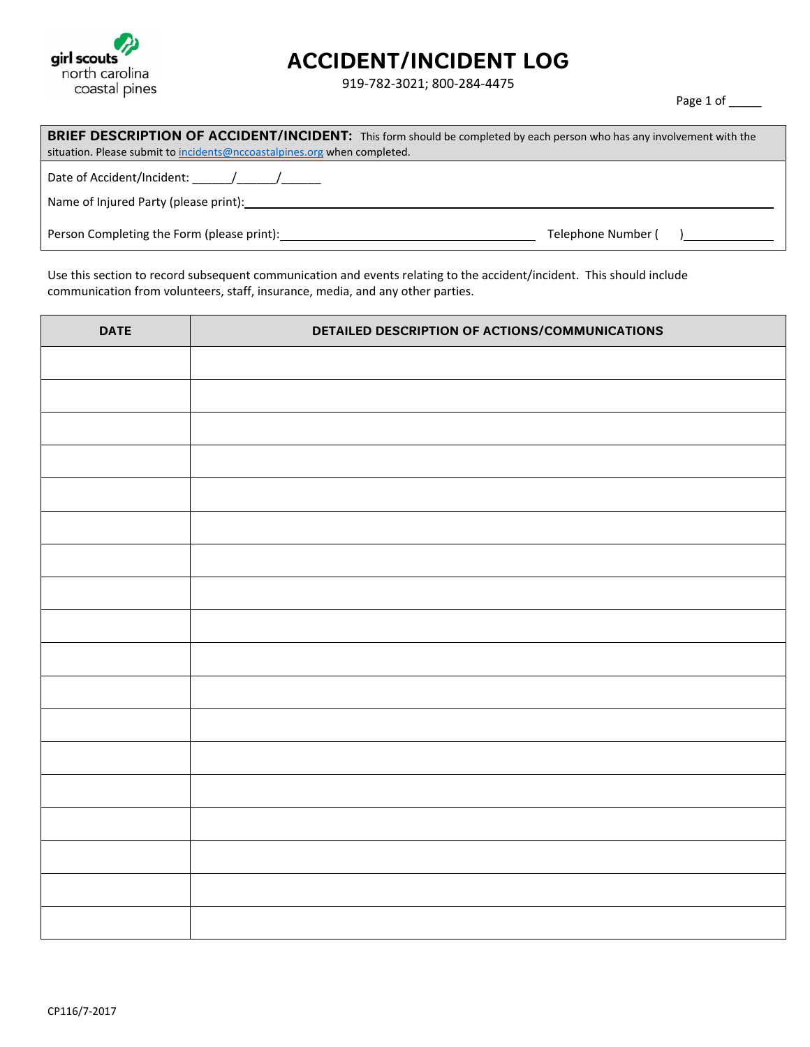girl scouts north carolina coastal pines

# ACCIDENT/INCIDENT LOG

919-782-3021; 800-284-4475

Page 1 of _____

**BRIEF DESCRIPTION OF ACCIDENT/INCIDENT:** This form should be completed by each person who has any involvement with the situation. Please submit to incidents@nccoastalpines.org when completed.

Date of Accident/Incident: ______/______/______

Name of Injured Party (please print): ________________________________________

Person Completing the Form (please print): ______________________ Telephone Number ( ) ____________

Use this section to record subsequent communication and events relating to the accident/incident. This should include communication from volunteers, staff, insurance, media, and any other parties.

| DATE | DETAILED DESCRIPTION OF ACTIONS/COMMUNICATIONS |
|---|---|
| | |
| | |
| | |
| | |
| | |
| | |
| | |
| | |
| | |
| | |
| | |
| | |
| | |
| | |
| | |
| | |
| | |
| | |

CP116/7-2017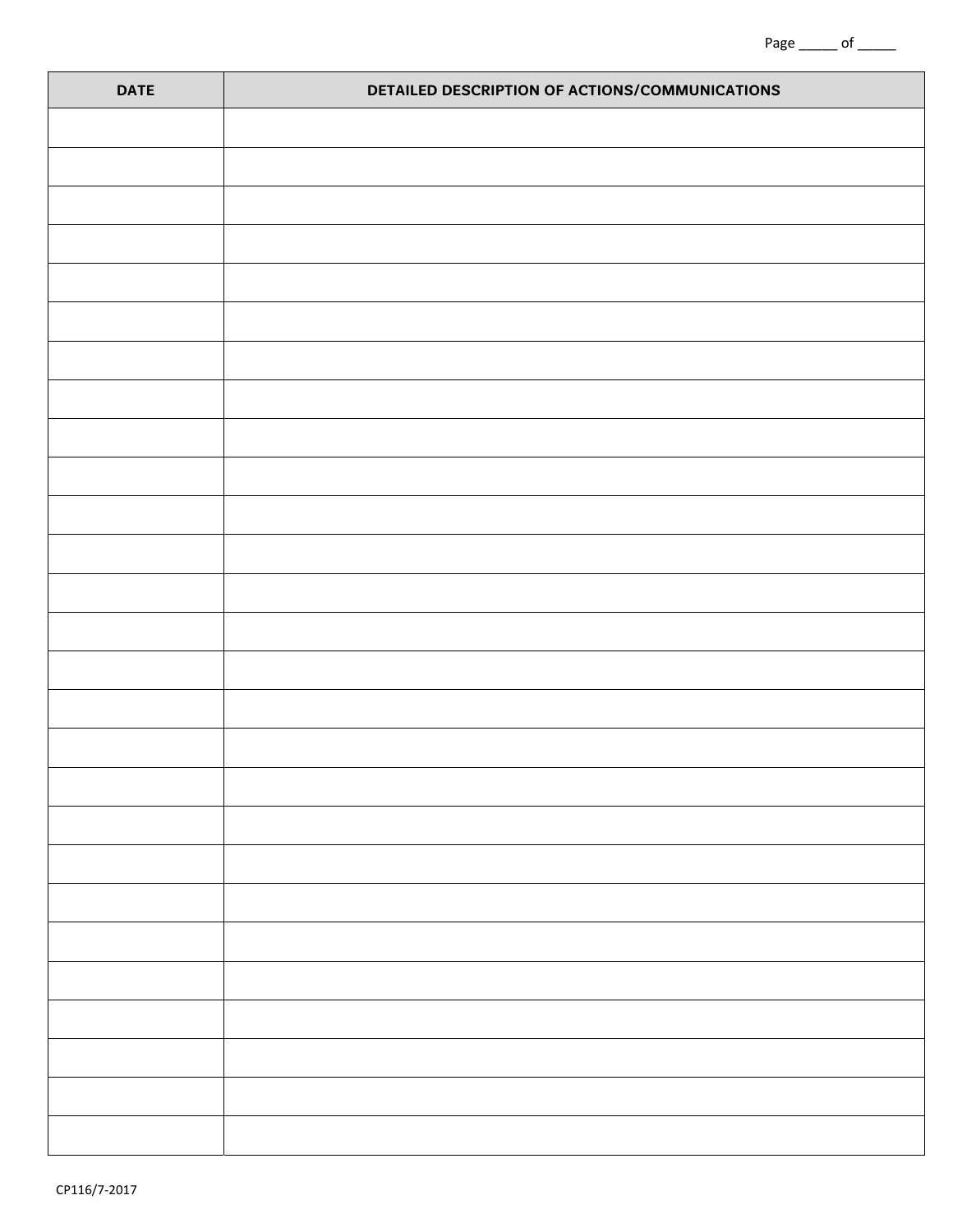Page _____ of _____

| DATE | DETAILED DESCRIPTION OF ACTIONS/COMMUNICATIONS |
|---|---|
| | |
| | |
| | |
| | |
| | |
| | |
| | |
| | |
| | |
| | |
| | |
| | |
| | |
| | |
| | |
| | |
| | |
| | |
| | |
| | |
| | |
| | |
| | |
| | |
| | |
| | |
| | |

CP116/7-2017